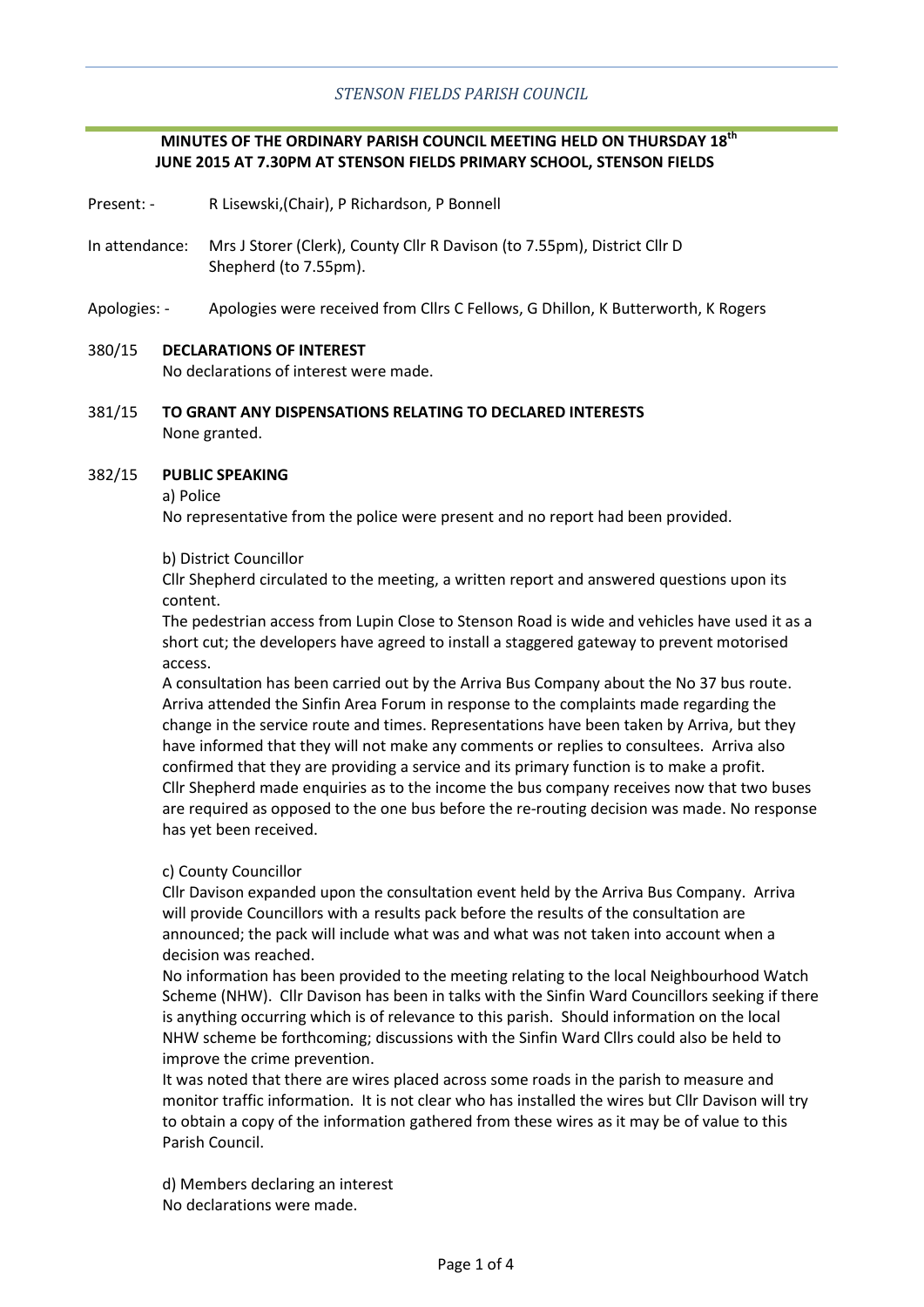*STENSON FIELDS PARISH COUNCIL*

**MINUTES OF THE ORDINARY PARISH COUNCIL MEETING HELD ON THURSDAY 18th JUNE 2015 AT 7.30PM AT STENSON FIELDS PRIMARY SCHOOL, STENSON FIELDS**

Present: - R Lisewski,(Chair), P Richardson, P Bonnell

In attendance: Mrs J Storer (Clerk), County Cllr R Davison (to 7.55pm), District Cllr D Shepherd (to 7.55pm).

Apologies: - Apologies were received from Cllrs C Fellows, G Dhillon, K Butterworth, K Rogers

380/15 **DECLARATIONS OF INTEREST**

No declarations of interest were made.

381/15 **TO GRANT ANY DISPENSATIONS RELATING TO DECLARED INTERESTS**

None granted.

382/15 **PUBLIC SPEAKING**

a) Police

No representative from the police were present and no report had been provided.

b) District Councillor

Cllr Shepherd circulated to the meeting, a written report and answered questions upon its content.

The pedestrian access from Lupin Close to Stenson Road is wide and vehicles have used it as a short cut; the developers have agreed to install a staggered gateway to prevent motorised access.

A consultation has been carried out by the Arriva Bus Company about the No 37 bus route. Arriva attended the Sinfin Area Forum in response to the complaints made regarding the change in the service route and times. Representations have been taken by Arriva, but they have informed that they will not make any comments or replies to consultees. Arriva also confirmed that they are providing a service and its primary function is to make a profit.

Cllr Shepherd made enquiries as to the income the bus company receives now that two buses are required as opposed to the one bus before the re-routing decision was made. No response has yet been received.

c) County Councillor

Cllr Davison expanded upon the consultation event held by the Arriva Bus Company. Arriva will provide Councillors with a results pack before the results of the consultation are announced; the pack will include what was and what was not taken into account when a decision was reached.

No information has been provided to the meeting relating to the local Neighbourhood Watch Scheme (NHW). Cllr Davison has been in talks with the Sinfin Ward Councillors seeking if there is anything occurring which is of relevance to this parish. Should information on the local NHW scheme be forthcoming; discussions with the Sinfin Ward Cllrs could also be held to improve the crime prevention.

It was noted that there are wires placed across some roads in the parish to measure and monitor traffic information. It is not clear who has installed the wires but Cllr Davison will try to obtain a copy of the information gathered from these wires as it may be of value to this Parish Council.

d) Members declaring an interest

No declarations were made.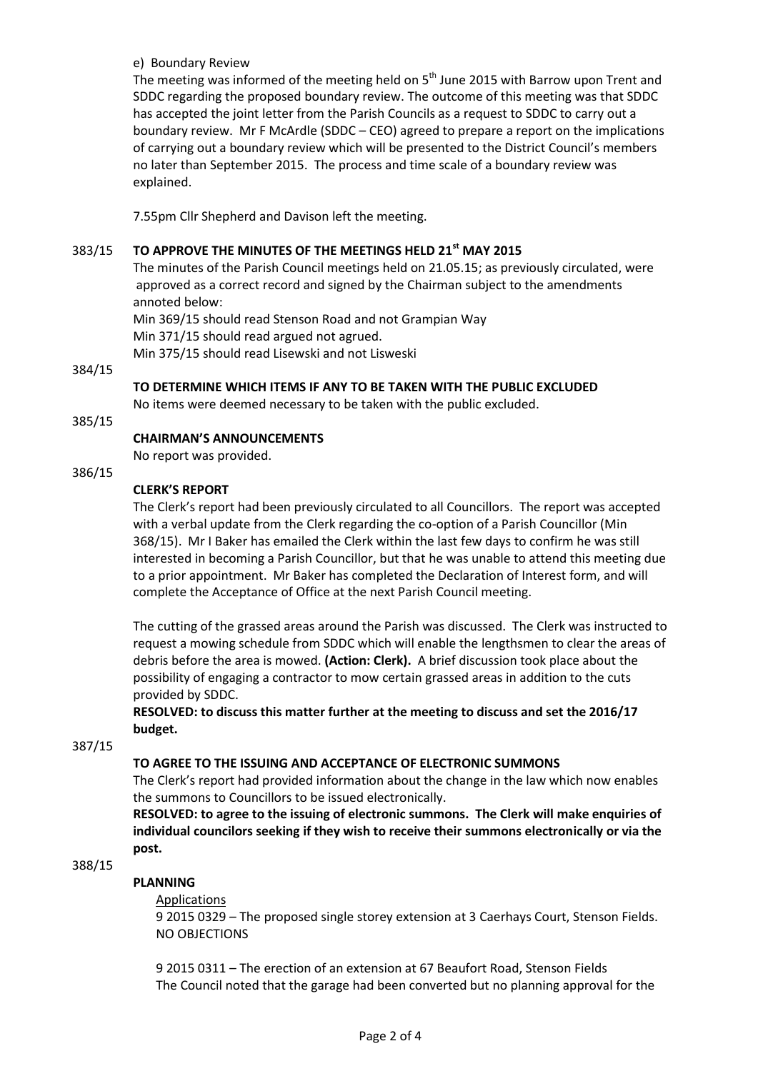e) Boundary Review

The meeting was informed of the meeting held on 5th June 2015 with Barrow upon Trent and SDDC regarding the proposed boundary review. The outcome of this meeting was that SDDC has accepted the joint letter from the Parish Councils as a request to SDDC to carry out a boundary review. Mr F McArdle (SDDC – CEO) agreed to prepare a report on the implications of carrying out a boundary review which will be presented to the District Council's members no later than September 2015. The process and time scale of a boundary review was explained.

7.55pm Cllr Shepherd and Davison left the meeting.

383/15 **TO APPROVE THE MINUTES OF THE MEETINGS HELD 21st MAY 2015**

The minutes of the Parish Council meetings held on 21.05.15; as previously circulated, were approved as a correct record and signed by the Chairman subject to the amendments annoted below:

Min 369/15 should read Stenson Road and not Grampian Way

Min 371/15 should read argued not agrued.

Min 375/15 should read Lisewski and not Lisweski

384/15

**TO DETERMINE WHICH ITEMS IF ANY TO BE TAKEN WITH THE PUBLIC EXCLUDED**

No items were deemed necessary to be taken with the public excluded.

385/15

**CHAIRMAN'S ANNOUNCEMENTS**

No report was provided.

386/15

**CLERK'S REPORT**

The Clerk's report had been previously circulated to all Councillors. The report was accepted with a verbal update from the Clerk regarding the co-option of a Parish Councillor (Min 368/15). Mr I Baker has emailed the Clerk within the last few days to confirm he was still interested in becoming a Parish Councillor, but that he was unable to attend this meeting due to a prior appointment. Mr Baker has completed the Declaration of Interest form, and will complete the Acceptance of Office at the next Parish Council meeting.

The cutting of the grassed areas around the Parish was discussed. The Clerk was instructed to request a mowing schedule from SDDC which will enable the lengthsmen to clear the areas of debris before the area is mowed. **(Action: Clerk).** A brief discussion took place about the possibility of engaging a contractor to mow certain grassed areas in addition to the cuts provided by SDDC.

**RESOLVED: to discuss this matter further at the meeting to discuss and set the 2016/17 budget.**

387/15

**TO AGREE TO THE ISSUING AND ACCEPTANCE OF ELECTRONIC SUMMONS**

The Clerk's report had provided information about the change in the law which now enables the summons to Councillors to be issued electronically.

**RESOLVED: to agree to the issuing of electronic summons. The Clerk will make enquiries of individual councilors seeking if they wish to receive their summons electronically or via the post.**

388/15

**PLANNING**

Applications

9 2015 0329 – The proposed single storey extension at 3 Caerhays Court, Stenson Fields.
NO OBJECTIONS

9 2015 0311 – The erection of an extension at 67 Beaufort Road, Stenson Fields
The Council noted that the garage had been converted but no planning approval for the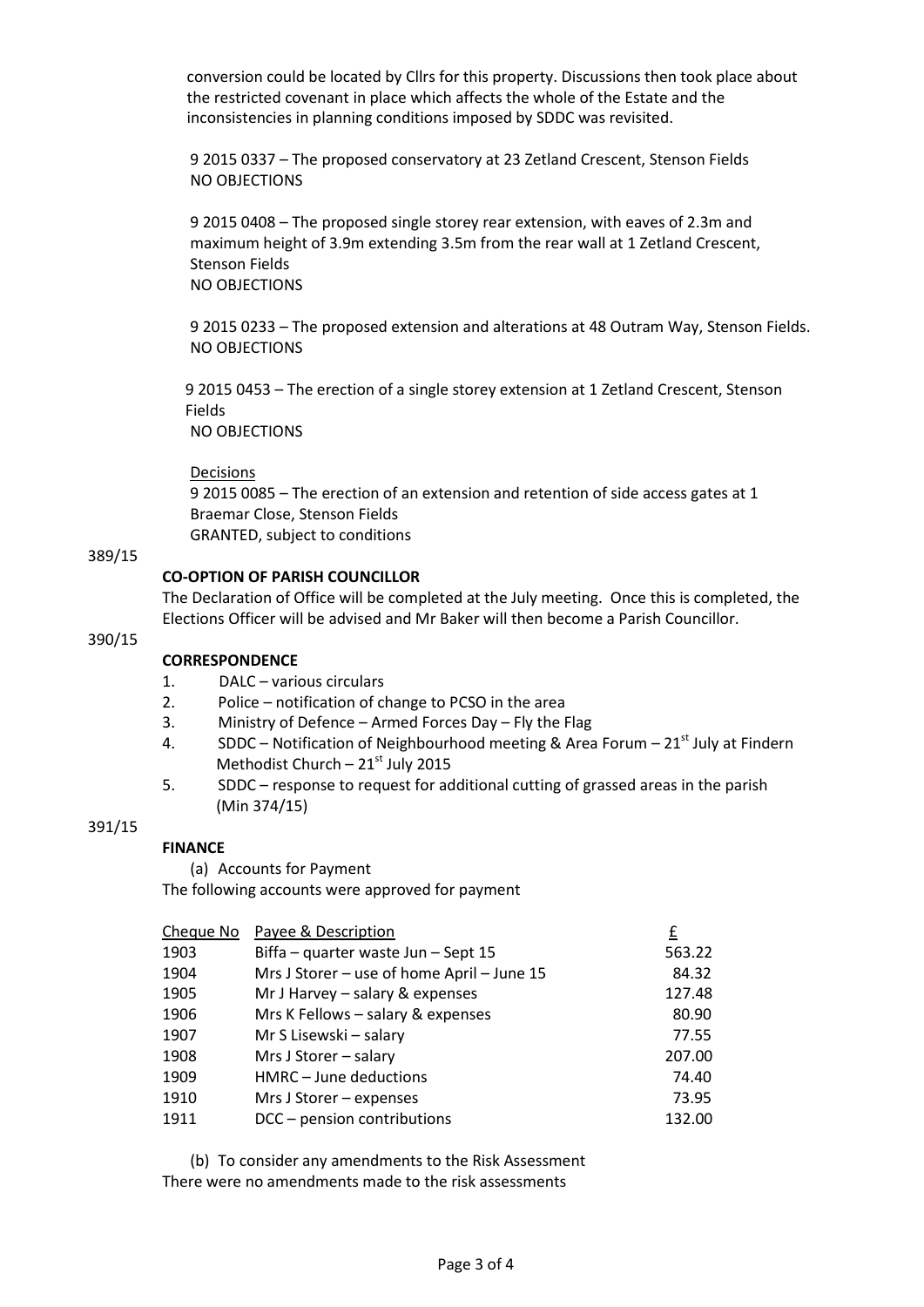conversion could be located by Cllrs for this property. Discussions then took place about the restricted covenant in place which affects the whole of the Estate and the inconsistencies in planning conditions imposed by SDDC was revisited.

9 2015 0337 – The proposed conservatory at 23 Zetland Crescent, Stenson Fields
NO OBJECTIONS

9 2015 0408 – The proposed single storey rear extension, with eaves of 2.3m and maximum height of 3.9m extending 3.5m from the rear wall at 1 Zetland Crescent, Stenson Fields
NO OBJECTIONS

9 2015 0233 – The proposed extension and alterations at 48 Outram Way, Stenson Fields.
NO OBJECTIONS

9 2015 0453 – The erection of a single storey extension at 1 Zetland Crescent, Stenson Fields
NO OBJECTIONS

Decisions
9 2015 0085 – The erection of an extension and retention of side access gates at 1 Braemar Close, Stenson Fields
GRANTED, subject to conditions

389/15

**CO-OPTION OF PARISH COUNCILLOR**

The Declaration of Office will be completed at the July meeting. Once this is completed, the Elections Officer will be advised and Mr Baker will then become a Parish Councillor.

390/15

**CORRESPONDENCE**

1. DALC – various circulars
2. Police – notification of change to PCSO in the area
3. Ministry of Defence – Armed Forces Day – Fly the Flag
4. SDDC – Notification of Neighbourhood meeting & Area Forum – 21st July at Findern Methodist Church – 21st July 2015
5. SDDC – response to request for additional cutting of grassed areas in the parish (Min 374/15)

391/15

**FINANCE**

(a) Accounts for Payment
The following accounts were approved for payment

| Cheque No | Payee & Description | £ |
|---|---|---|
| 1903 | Biffa – quarter waste Jun – Sept 15 | 563.22 |
| 1904 | Mrs J Storer – use of home April – June 15 | 84.32 |
| 1905 | Mr J Harvey – salary & expenses | 127.48 |
| 1906 | Mrs K Fellows – salary & expenses | 80.90 |
| 1907 | Mr S Lisewski – salary | 77.55 |
| 1908 | Mrs J Storer – salary | 207.00 |
| 1909 | HMRC – June deductions | 74.40 |
| 1910 | Mrs J Storer – expenses | 73.95 |
| 1911 | DCC – pension contributions | 132.00 |

(b) To consider any amendments to the Risk Assessment
There were no amendments made to the risk assessments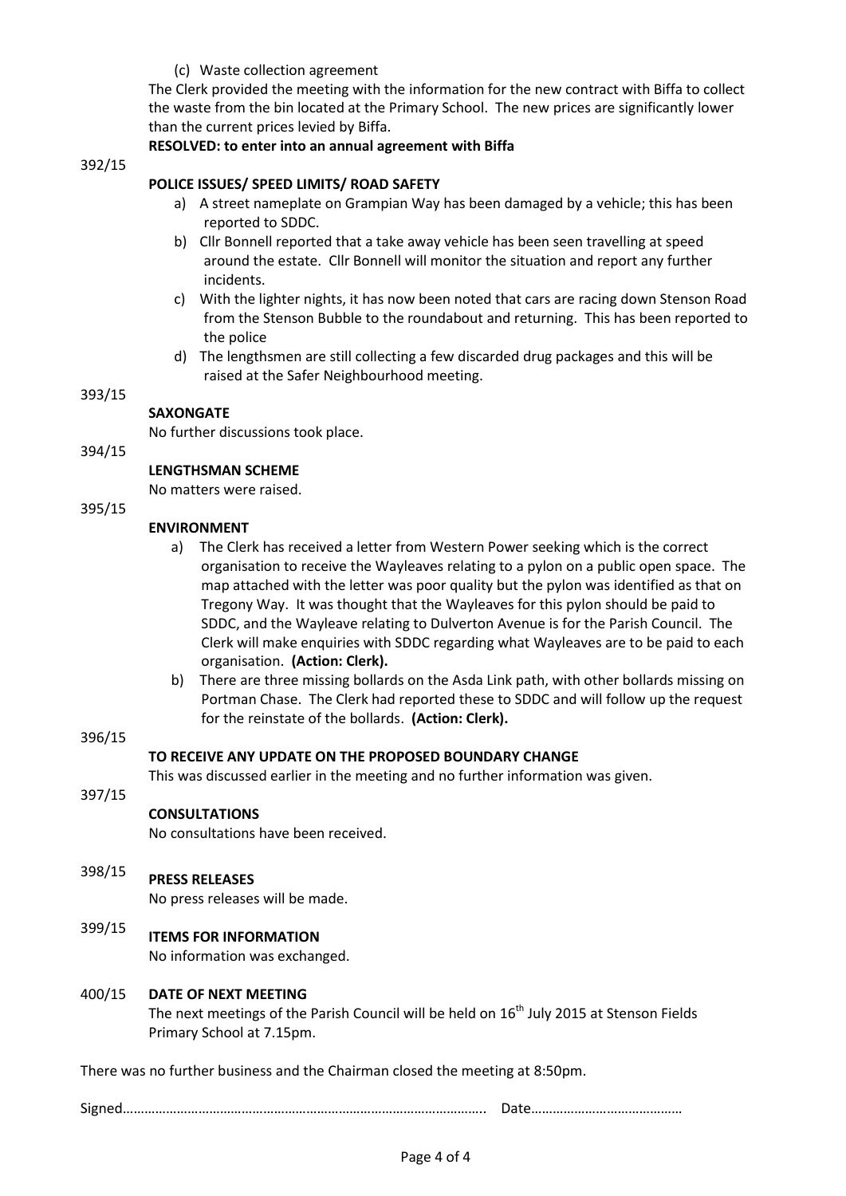(c) Waste collection agreement

The Clerk provided the meeting with the information for the new contract with Biffa to collect the waste from the bin located at the Primary School. The new prices are significantly lower than the current prices levied by Biffa.

**RESOLVED: to enter into an annual agreement with Biffa**

392/15

**POLICE ISSUES/ SPEED LIMITS/ ROAD SAFETY**

a) A street nameplate on Grampian Way has been damaged by a vehicle; this has been reported to SDDC.
b) Cllr Bonnell reported that a take away vehicle has been seen travelling at speed around the estate. Cllr Bonnell will monitor the situation and report any further incidents.
c) With the lighter nights, it has now been noted that cars are racing down Stenson Road from the Stenson Bubble to the roundabout and returning. This has been reported to the police
d) The lengthsmen are still collecting a few discarded drug packages and this will be raised at the Safer Neighbourhood meeting.

393/15

**SAXONGATE**

No further discussions took place.

394/15

**LENGTHSMAN SCHEME**

No matters were raised.

395/15

**ENVIRONMENT**

a) The Clerk has received a letter from Western Power seeking which is the correct organisation to receive the Wayleaves relating to a pylon on a public open space. The map attached with the letter was poor quality but the pylon was identified as that on Tregony Way. It was thought that the Wayleaves for this pylon should be paid to SDDC, and the Wayleave relating to Dulverton Avenue is for the Parish Council. The Clerk will make enquiries with SDDC regarding what Wayleaves are to be paid to each organisation. **(Action: Clerk).**
b) There are three missing bollards on the Asda Link path, with other bollards missing on Portman Chase. The Clerk had reported these to SDDC and will follow up the request for the reinstate of the bollards. **(Action: Clerk).**

396/15

**TO RECEIVE ANY UPDATE ON THE PROPOSED BOUNDARY CHANGE**

This was discussed earlier in the meeting and no further information was given.

397/15

**CONSULTATIONS**

No consultations have been received.

398/15 **PRESS RELEASES**

No press releases will be made.

399/15 **ITEMS FOR INFORMATION**

No information was exchanged.

400/15 **DATE OF NEXT MEETING**

The next meetings of the Parish Council will be held on 16th July 2015 at Stenson Fields Primary School at 7.15pm.

There was no further business and the Chairman closed the meeting at 8:50pm.

Signed…………………………………………………………………………………….. Date……………………………………